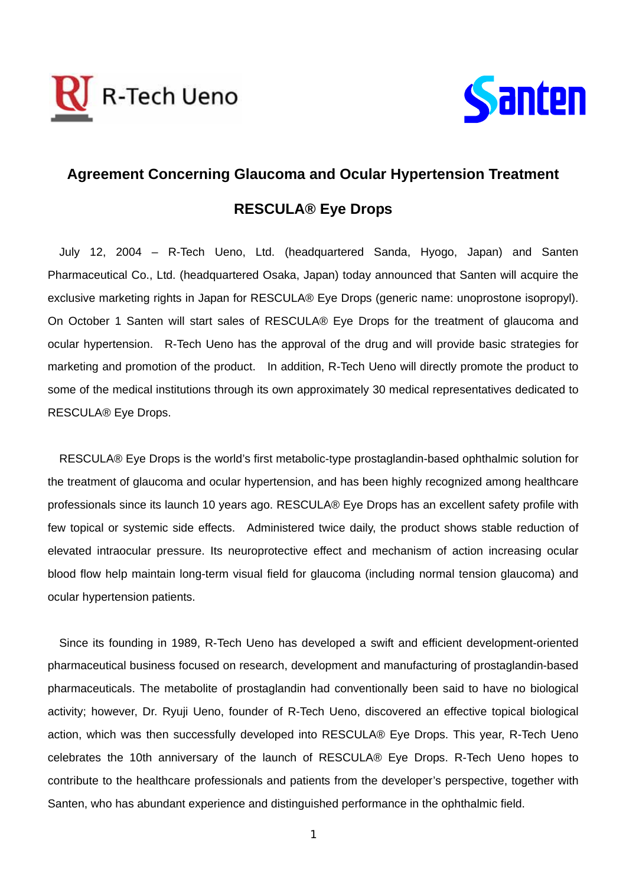R-Tech Ueno

Santen

# Agreement Concerning Glaucoma and Ocular Hypertension Treatment

# RESCULA® Eye Drops

July 12, 2004 – R-Tech Ueno, Ltd. (headquartered Sanda, Hyogo, Japan) and Santen Pharmaceutical Co., Ltd. (headquartered Osaka, Japan) today announced that Santen will acquire the exclusive marketing rights in Japan for RESCULA® Eye Drops (generic name: unoprostone isopropyl). On October 1 Santen will start sales of RESCULA® Eye Drops for the treatment of glaucoma and ocular hypertension. R-Tech Ueno has the approval of the drug and will provide basic strategies for marketing and promotion of the product. In addition, R-Tech Ueno will directly promote the product to some of the medical institutions through its own approximately 30 medical representatives dedicated to RESCULA® Eye Drops.

RESCULA® Eye Drops is the world's first metabolic-type prostaglandin-based ophthalmic solution for the treatment of glaucoma and ocular hypertension, and has been highly recognized among healthcare professionals since its launch 10 years ago. RESCULA® Eye Drops has an excellent safety profile with few topical or systemic side effects. Administered twice daily, the product shows stable reduction of elevated intraocular pressure. Its neuroprotective effect and mechanism of action increasing ocular blood flow help maintain long-term visual field for glaucoma (including normal tension glaucoma) and ocular hypertension patients.

Since its founding in 1989, R-Tech Ueno has developed a swift and efficient development-oriented pharmaceutical business focused on research, development and manufacturing of prostaglandin-based pharmaceuticals. The metabolite of prostaglandin had conventionally been said to have no biological activity; however, Dr. Ryuji Ueno, founder of R-Tech Ueno, discovered an effective topical biological action, which was then successfully developed into RESCULA® Eye Drops. This year, R-Tech Ueno celebrates the 10th anniversary of the launch of RESCULA® Eye Drops. R-Tech Ueno hopes to contribute to the healthcare professionals and patients from the developer's perspective, together with Santen, who has abundant experience and distinguished performance in the ophthalmic field.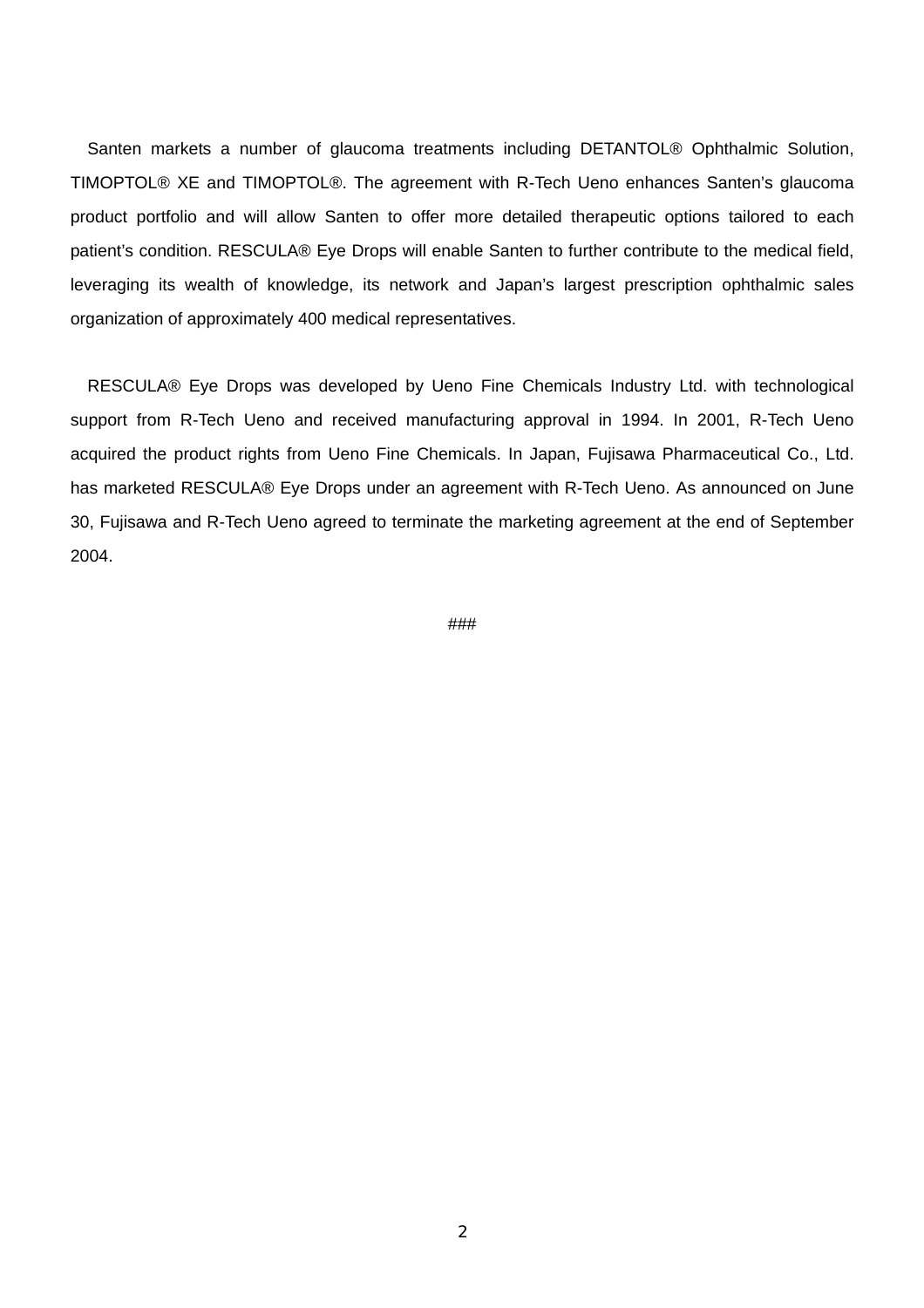Santen markets a number of glaucoma treatments including DETANTOL® Ophthalmic Solution, TIMOPTOL® XE and TIMOPTOL®. The agreement with R-Tech Ueno enhances Santen's glaucoma product portfolio and will allow Santen to offer more detailed therapeutic options tailored to each patient's condition. RESCULA® Eye Drops will enable Santen to further contribute to the medical field, leveraging its wealth of knowledge, its network and Japan's largest prescription ophthalmic sales organization of approximately 400 medical representatives.

RESCULA® Eye Drops was developed by Ueno Fine Chemicals Industry Ltd. with technological support from R-Tech Ueno and received manufacturing approval in 1994. In 2001, R-Tech Ueno acquired the product rights from Ueno Fine Chemicals. In Japan, Fujisawa Pharmaceutical Co., Ltd. has marketed RESCULA® Eye Drops under an agreement with R-Tech Ueno. As announced on June 30, Fujisawa and R-Tech Ueno agreed to terminate the marketing agreement at the end of September 2004.

###